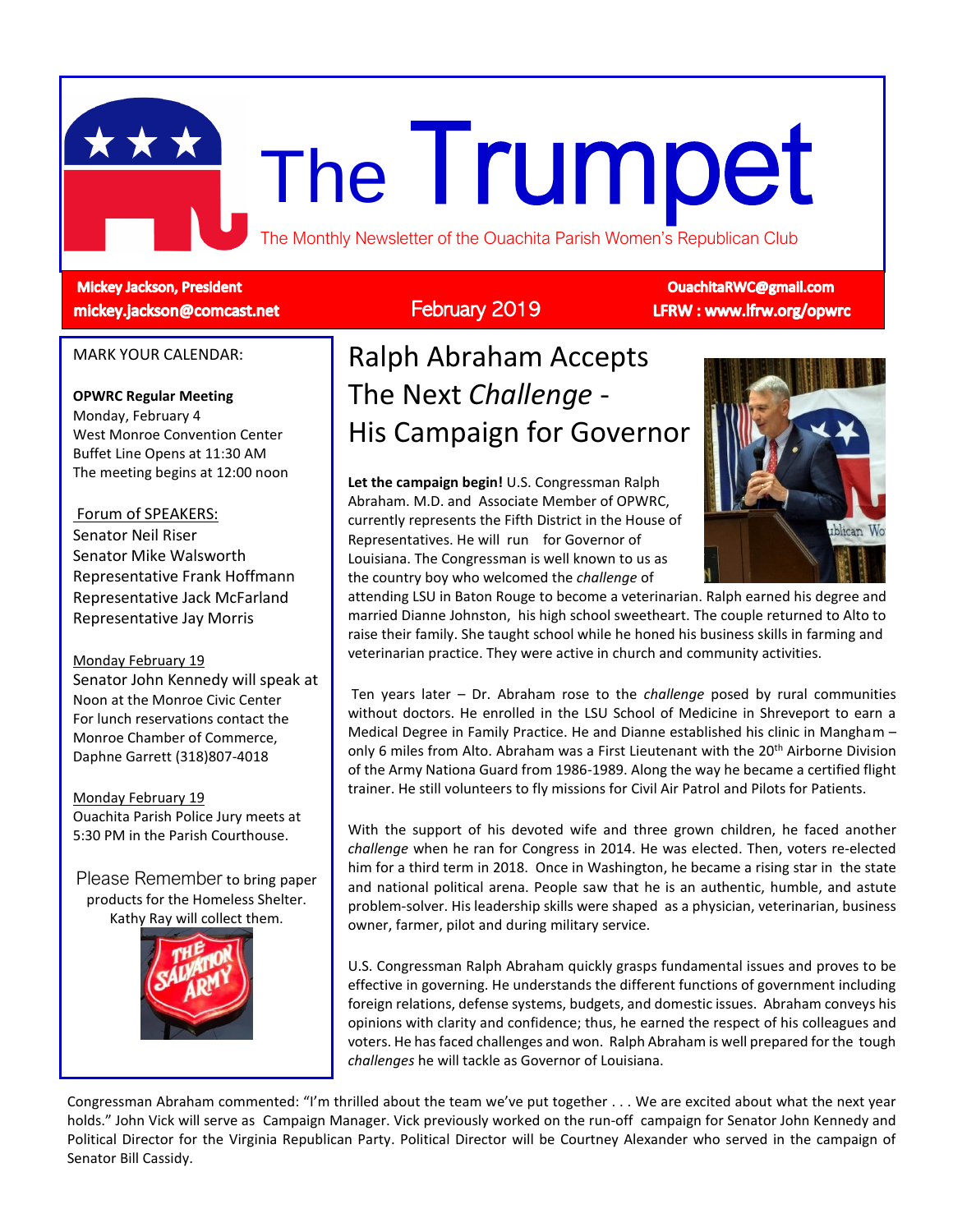# The Trumpet

The Monthly Newsletter of the Ouachita Parish Women's Republican Club

**Mickey Jackson, President**
**mickey.jackson@comcast.net**

February 2019

**OuachitaRWC@gmail.com**
**LFRW : www.lfrw.org/opwrc**

MARK YOUR CALENDAR:

**OPWRC Regular Meeting**
Monday, February 4
West Monroe Convention Center
Buffet Line Opens at 11:30 AM
The meeting begins at 12:00 noon

Forum of SPEAKERS:
Senator Neil Riser
Senator Mike Walsworth
Representative Frank Hoffmann
Representative Jack McFarland
Representative Jay Morris

Monday February 19
Senator John Kennedy will speak at Noon at the Monroe Civic Center
For lunch reservations contact the Monroe Chamber of Commerce, Daphne Garrett (318)807-4018

Monday February 19
Ouachita Parish Police Jury meets at 5:30 PM in the Parish Courthouse.

Please Remember to bring paper products for the Homeless Shelter. Kathy Ray will collect them.

## Ralph Abraham Accepts The Next *Challenge* - His Campaign for Governor

**Let the campaign begin!** U.S. Congressman Ralph Abraham. M.D. and Associate Member of OPWRC, currently represents the Fifth District in the House of Representatives. He will run for Governor of Louisiana. The Congressman is well known to us as the country boy who welcomed the *challenge* of attending LSU in Baton Rouge to become a veterinarian. Ralph earned his degree and married Dianne Johnston, his high school sweetheart. The couple returned to Alto to raise their family. She taught school while he honed his business skills in farming and veterinarian practice. They were active in church and community activities.

Ten years later – Dr. Abraham rose to the *challenge* posed by rural communities without doctors. He enrolled in the LSU School of Medicine in Shreveport to earn a Medical Degree in Family Practice. He and Dianne established his clinic in Mangham – only 6 miles from Alto. Abraham was a First Lieutenant with the 20th Airborne Division of the Army Nationa Guard from 1986-1989. Along the way he became a certified flight trainer. He still volunteers to fly missions for Civil Air Patrol and Pilots for Patients.

With the support of his devoted wife and three grown children, he faced another *challenge* when he ran for Congress in 2014. He was elected. Then, voters re-elected him for a third term in 2018. Once in Washington, he became a rising star in the state and national political arena. People saw that he is an authentic, humble, and astute problem-solver. His leadership skills were shaped as a physician, veterinarian, business owner, farmer, pilot and during military service.

U.S. Congressman Ralph Abraham quickly grasps fundamental issues and proves to be effective in governing. He understands the different functions of government including foreign relations, defense systems, budgets, and domestic issues. Abraham conveys his opinions with clarity and confidence; thus, he earned the respect of his colleagues and voters. He has faced challenges and won. Ralph Abraham is well prepared for the tough *challenges* he will tackle as Governor of Louisiana.

Congressman Abraham commented: "I'm thrilled about the team we've put together . . . We are excited about what the next year holds." John Vick will serve as Campaign Manager. Vick previously worked on the run-off campaign for Senator John Kennedy and Political Director for the Virginia Republican Party. Political Director will be Courtney Alexander who served in the campaign of Senator Bill Cassidy.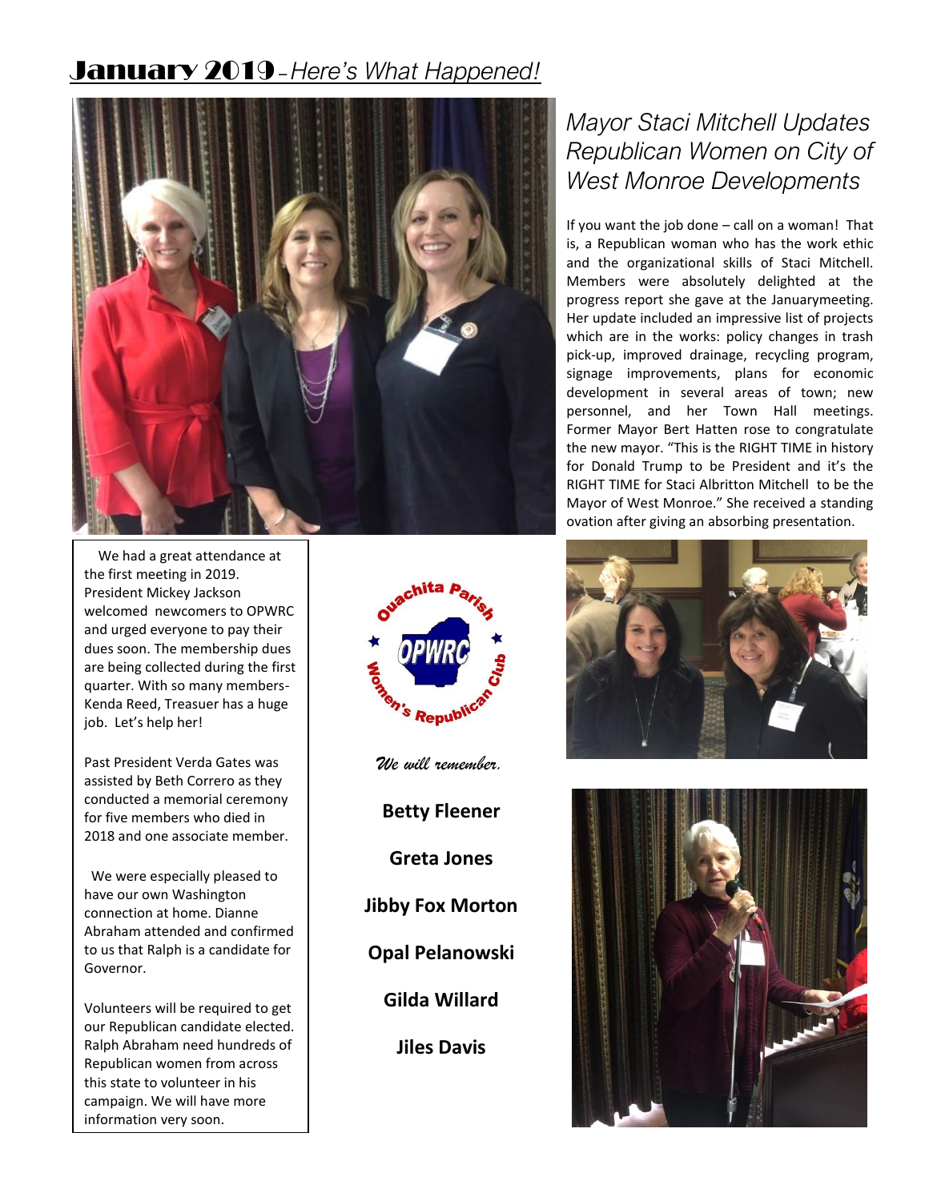# January 2019 – *Here's What Happened!*

## *Mayor Staci Mitchell Updates Republican Women on City of West Monroe Developments*

If you want the job done – call on a woman! That is, a Republican woman who has the work ethic and the organizational skills of Staci Mitchell. Members were absolutely delighted at the progress report she gave at the Januarymeeting. Her update included an impressive list of projects which are in the works: policy changes in trash pick-up, improved drainage, recycling program, signage improvements, plans for economic development in several areas of town; new personnel, and her Town Hall meetings. Former Mayor Bert Hatten rose to congratulate the new mayor. "This is the RIGHT TIME in history for Donald Trump to be President and it's the RIGHT TIME for Staci Albritton Mitchell to be the Mayor of West Monroe." She received a standing ovation after giving an absorbing presentation.

We had a great attendance at the first meeting in 2019. President Mickey Jackson welcomed newcomers to OPWRC and urged everyone to pay their dues soon. The membership dues are being collected during the first quarter. With so many members- Kenda Reed, Treasuer has a huge job. Let's help her!

Past President Verda Gates was assisted by Beth Correro as they conducted a memorial ceremony for five members who died in 2018 and one associate member.

We were especially pleased to have our own Washington connection at home. Dianne Abraham attended and confirmed to us that Ralph is a candidate for Governor.

Volunteers will be required to get our Republican candidate elected. Ralph Abraham need hundreds of Republican women from across this state to volunteer in his campaign. We will have more information very soon.

Ouachita Parish Women's Republican Club — OPWRC

*We will remember.*

**Betty Fleener**

**Greta Jones**

**Jibby Fox Morton**

**Opal Pelanowski**

**Gilda Willard**

**Jiles Davis**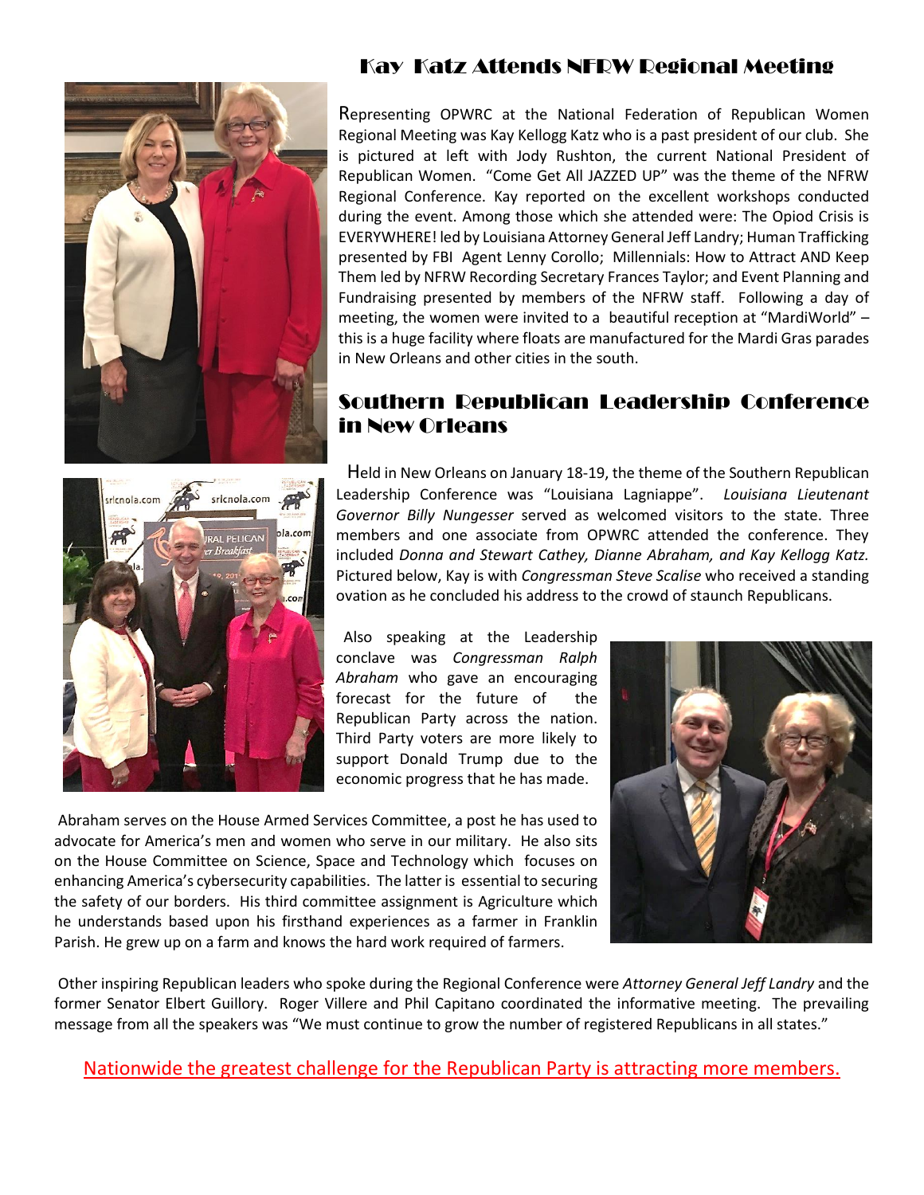## Kay Katz Attends NFRW Regional Meeting

Representing OPWRC at the National Federation of Republican Women Regional Meeting was Kay Kellogg Katz who is a past president of our club. She is pictured at left with Jody Rushton, the current National President of Republican Women. "Come Get All JAZZED UP" was the theme of the NFRW Regional Conference. Kay reported on the excellent workshops conducted during the event. Among those which she attended were: The Opiod Crisis is EVERYWHERE! led by Louisiana Attorney General Jeff Landry; Human Trafficking presented by FBI Agent Lenny Corollo; Millennials: How to Attract AND Keep Them led by NFRW Recording Secretary Frances Taylor; and Event Planning and Fundraising presented by members of the NFRW staff. Following a day of meeting, the women were invited to a beautiful reception at "MardiWorld" – this is a huge facility where floats are manufactured for the Mardi Gras parades in New Orleans and other cities in the south.

## Southern Republican Leadership Conference in New Orleans

Held in New Orleans on January 18-19, the theme of the Southern Republican Leadership Conference was "Louisiana Lagniappe". *Louisiana Lieutenant Governor Billy Nungesser* served as welcomed visitors to the state. Three members and one associate from OPWRC attended the conference. They included *Donna and Stewart Cathey, Dianne Abraham, and Kay Kellogg Katz.* Pictured below, Kay is with *Congressman Steve Scalise* who received a standing ovation as he concluded his address to the crowd of staunch Republicans.

Also speaking at the Leadership conclave was *Congressman Ralph Abraham* who gave an encouraging forecast for the future of the Republican Party across the nation. Third Party voters are more likely to support Donald Trump due to the economic progress that he has made.

Abraham serves on the House Armed Services Committee, a post he has used to advocate for America's men and women who serve in our military. He also sits on the House Committee on Science, Space and Technology which focuses on enhancing America's cybersecurity capabilities. The latter is essential to securing the safety of our borders. His third committee assignment is Agriculture which he understands based upon his firsthand experiences as a farmer in Franklin Parish. He grew up on a farm and knows the hard work required of farmers.

Other inspiring Republican leaders who spoke during the Regional Conference were *Attorney General Jeff Landry* and the former Senator Elbert Guillory. Roger Villere and Phil Capitano coordinated the informative meeting. The prevailing message from all the speakers was "We must continue to grow the number of registered Republicans in all states."

Nationwide the greatest challenge for the Republican Party is attracting more members.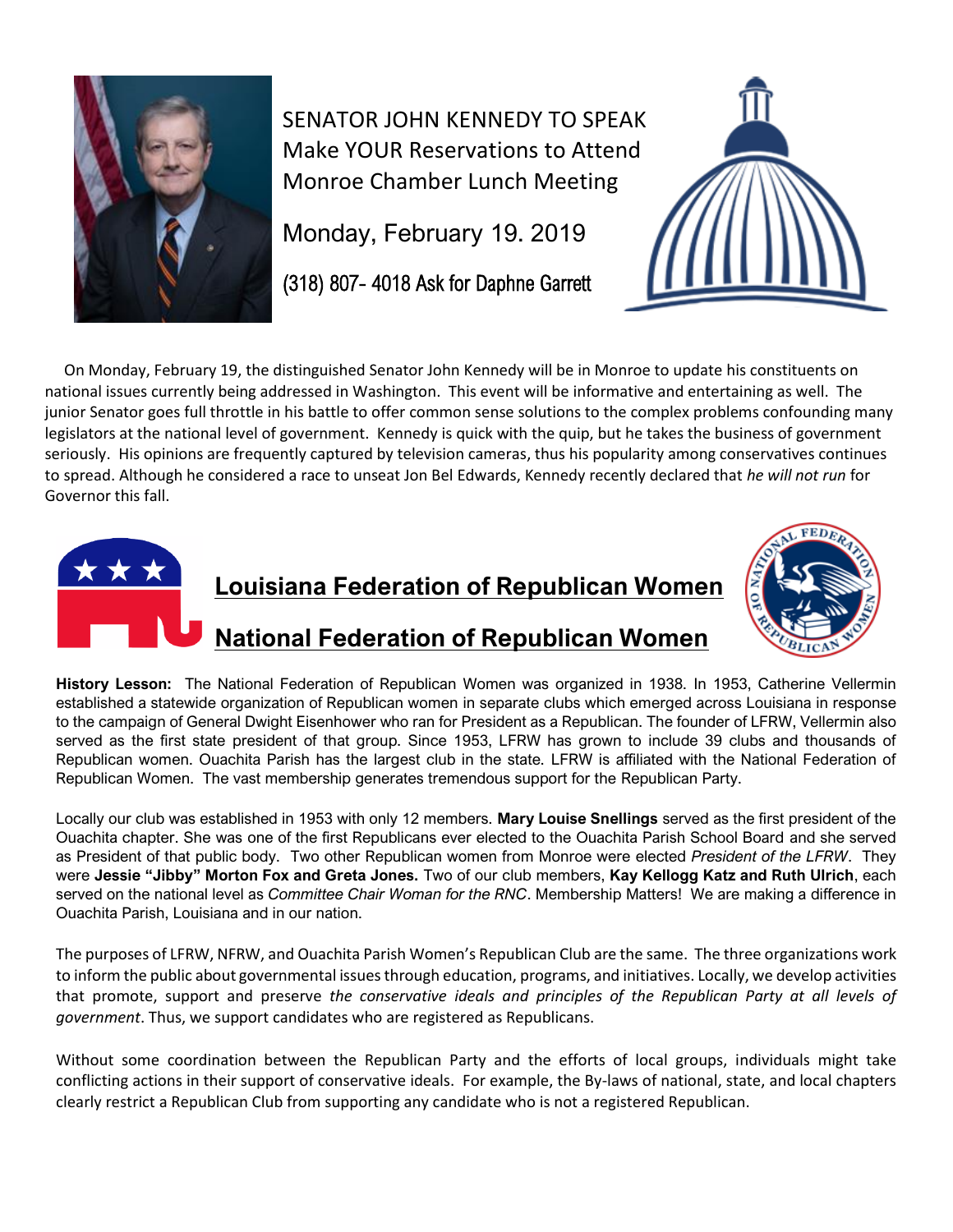SENATOR JOHN KENNEDY TO SPEAK
Make YOUR Reservations to Attend
Monroe Chamber Lunch Meeting

Monday, February 19. 2019

(318) 807- 4018 Ask for Daphne Garrett

On Monday, February 19, the distinguished Senator John Kennedy will be in Monroe to update his constituents on national issues currently being addressed in Washington. This event will be informative and entertaining as well. The junior Senator goes full throttle in his battle to offer common sense solutions to the complex problems confounding many legislators at the national level of government. Kennedy is quick with the quip, but he takes the business of government seriously. His opinions are frequently captured by television cameras, thus his popularity among conservatives continues to spread. Although he considered a race to unseat Jon Bel Edwards, Kennedy recently declared that *he will not run* for Governor this fall.

## Louisiana Federation of Republican Women

## National Federation of Republican Women

**History Lesson:** The National Federation of Republican Women was organized in 1938. In 1953, Catherine Vellermin established a statewide organization of Republican women in separate clubs which emerged across Louisiana in response to the campaign of General Dwight Eisenhower who ran for President as a Republican. The founder of LFRW, Vellermin also served as the first state president of that group. Since 1953, LFRW has grown to include 39 clubs and thousands of Republican women. Ouachita Parish has the largest club in the state. LFRW is affiliated with the National Federation of Republican Women. The vast membership generates tremendous support for the Republican Party.

Locally our club was established in 1953 with only 12 members. **Mary Louise Snellings** served as the first president of the Ouachita chapter. She was one of the first Republicans ever elected to the Ouachita Parish School Board and she served as President of that public body. Two other Republican women from Monroe were elected *President of the LFRW*. They were **Jessie "Jibby" Morton Fox and Greta Jones.** Two of our club members, **Kay Kellogg Katz and Ruth Ulrich**, each served on the national level as *Committee Chair Woman for the RNC*. Membership Matters! We are making a difference in Ouachita Parish, Louisiana and in our nation.

The purposes of LFRW, NFRW, and Ouachita Parish Women's Republican Club are the same. The three organizations work to inform the public about governmental issues through education, programs, and initiatives. Locally, we develop activities that promote, support and preserve *the conservative ideals and principles of the Republican Party at all levels of government*. Thus, we support candidates who are registered as Republicans.

Without some coordination between the Republican Party and the efforts of local groups, individuals might take conflicting actions in their support of conservative ideals. For example, the By-laws of national, state, and local chapters clearly restrict a Republican Club from supporting any candidate who is not a registered Republican.